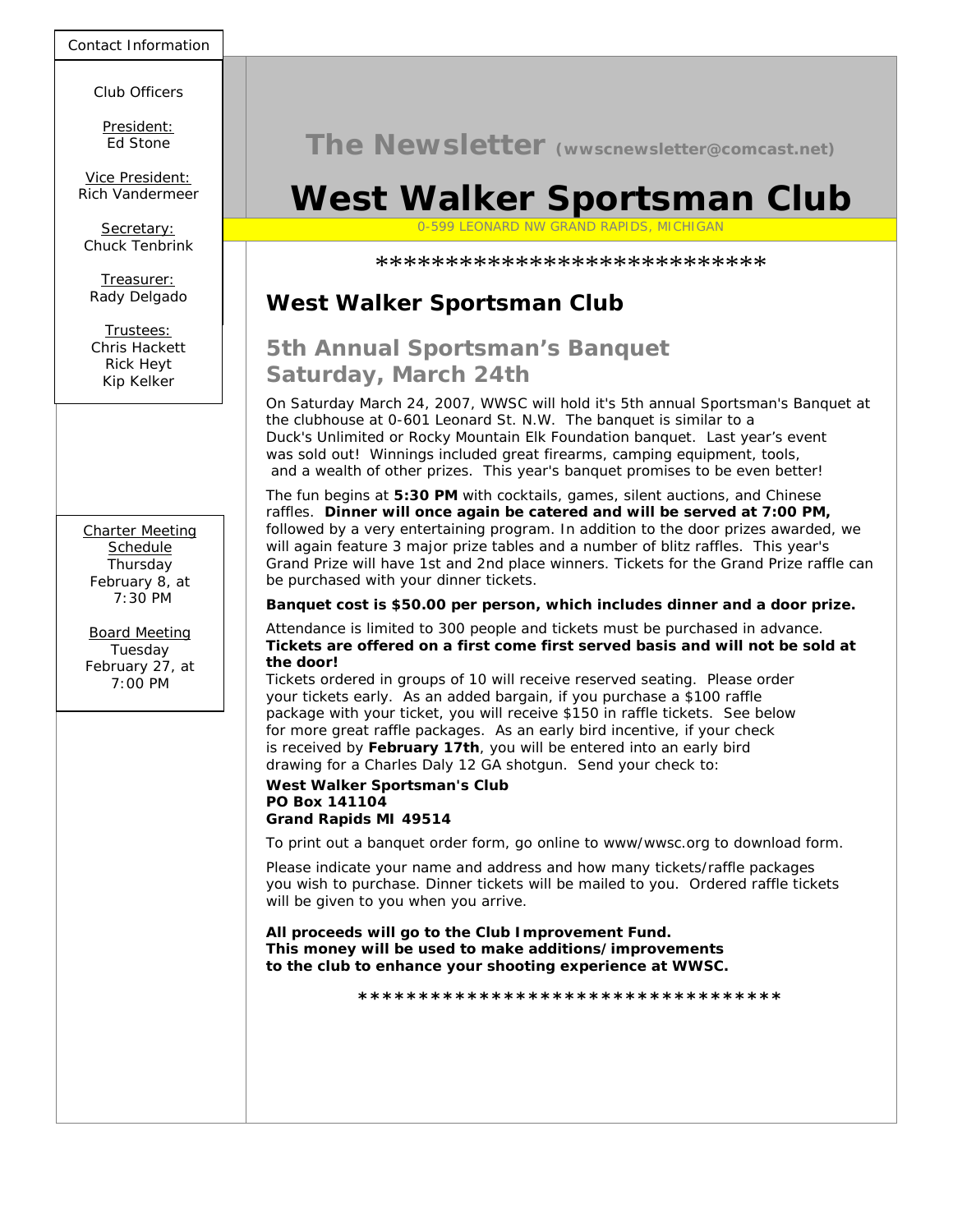# The Newsletter (wwscnewsletter@comcast.net)

# West Walker Sportsman Club

0-599 LEONARD NW GRAND RAPIDS, MICHIGAN

Contact Information

Club Officers

President:
Ed Stone

Vice President:
Rich Vandermeer

Secretary:
Chuck Tenbrink

Treasurer:
Rady Delgado

Trustees:
Chris Hackett
Rick Heyt
Kip Kelker

Charter Meeting Schedule
Thursday
February 8, at
7:30 PM

Board Meeting
Tuesday
February 27, at
7:00 PM

****************************

## West Walker Sportsman Club

### 5th Annual Sportsman's Banquet
### Saturday, March 24th

On Saturday March 24, 2007, WWSC will hold it's 5th annual Sportsman's Banquet at the clubhouse at 0-601 Leonard St. N.W. The banquet is similar to a Duck's Unlimited or Rocky Mountain Elk Foundation banquet. Last year's event was sold out! Winnings included great firearms, camping equipment, tools, and a wealth of other prizes. This year's banquet promises to be even better!

The fun begins at **5:30 PM** with cocktails, games, silent auctions, and Chinese raffles. **Dinner will once again be catered and will be served at 7:00 PM,** followed by a very entertaining program. In addition to the door prizes awarded, we will again feature 3 major prize tables and a number of blitz raffles. This year's Grand Prize will have 1st and 2nd place winners. Tickets for the Grand Prize raffle can be purchased with your dinner tickets.

**Banquet cost is $50.00 per person, which includes dinner and a door prize.**

Attendance is limited to 300 people and tickets must be purchased in advance. **Tickets are offered on a first come first served basis and will not be sold at the door!**
Tickets ordered in groups of 10 will receive reserved seating. Please order your tickets early. As an added bargain, if you purchase a $100 raffle package with your ticket, you will receive $150 in raffle tickets. See below for more great raffle packages. As an early bird incentive, if your check is received by **February 17th**, you will be entered into an early bird drawing for a Charles Daly 12 GA shotgun. Send your check to:

**West Walker Sportsman's Club**
**PO Box 141104**
**Grand Rapids MI 49514**

To print out a banquet order form, go online to www/wwsc.org to download form.

Please indicate your name and address and how many tickets/raffle packages you wish to purchase. Dinner tickets will be mailed to you. Ordered raffle tickets will be given to you when you arrive.

**All proceeds will go to the Club Improvement Fund.**
**This money will be used to make additions/improvements to the club to enhance your shooting experience at WWSC.**

***********************************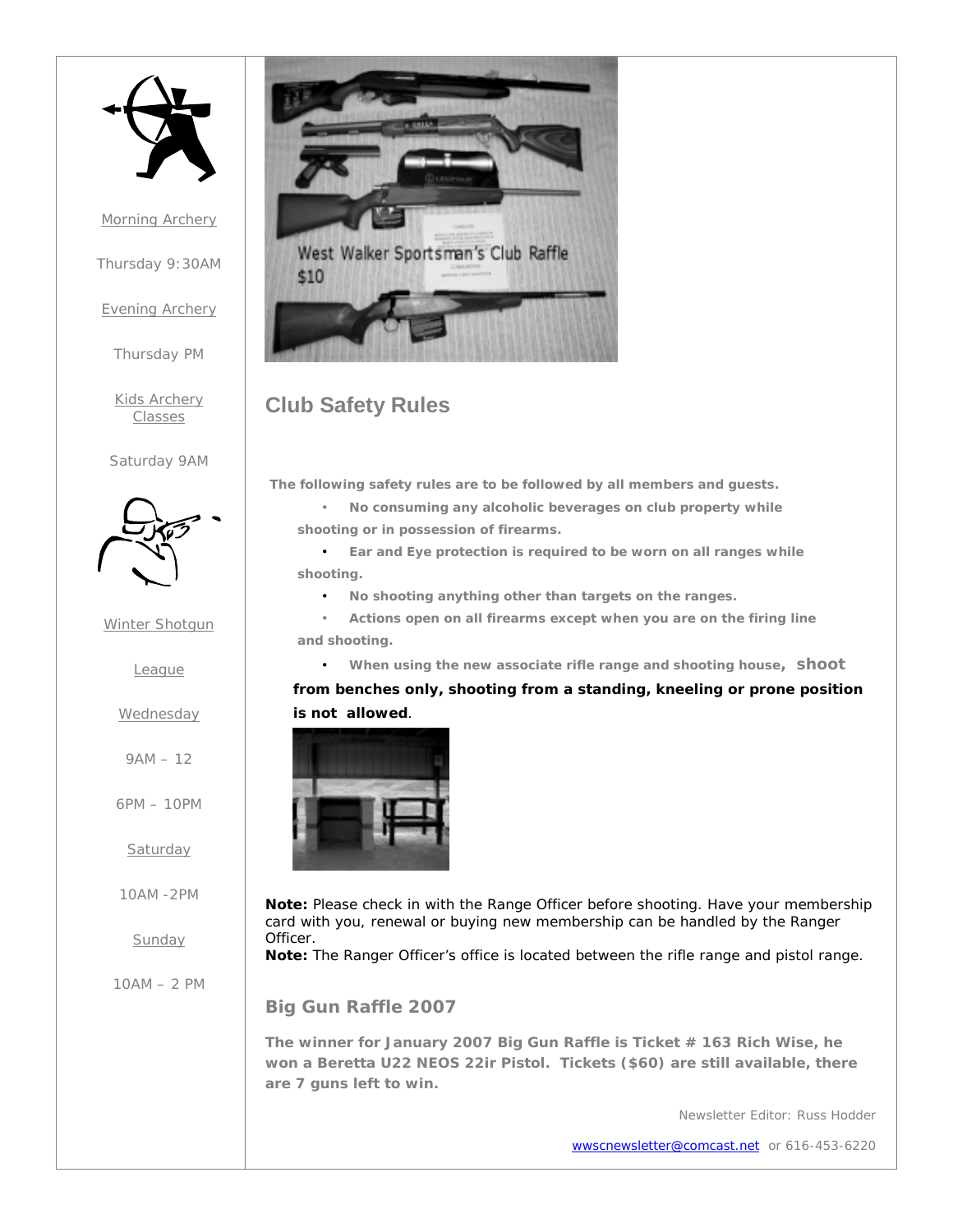Morning Archery

Thursday 9:30AM

Evening Archery

Thursday PM

Kids Archery Classes

Saturday 9AM

Winter Shotgun

League

Wednesday

9AM – 12

6PM – 10PM

Saturday

10AM -2PM

Sunday

10AM – 2 PM

West Walker Sportsman's Club Raffle
$10

## Club Safety Rules

**The following safety rules are to be followed by all members and guests.**

- **No consuming any alcoholic beverages on club property while shooting or in possession of firearms.**
- **Ear and Eye protection is required to be worn on all ranges while shooting.**
- **No shooting anything other than targets on the ranges.**
- **Actions open on all firearms except when you are on the firing line and shooting.**
- **When using the new associate rifle range and shooting house, shoot from benches only, shooting from a standing, kneeling or prone position is not allowed**.

**Note:** Please check in with the Range Officer before shooting. Have your membership card with you, renewal or buying new membership can be handled by the Ranger Officer.
**Note:** The Ranger Officer's office is located between the rifle range and pistol range.

### Big Gun Raffle 2007

**The winner for January 2007 Big Gun Raffle is Ticket # 163 Rich Wise, he won a Beretta U22 NEOS 22ir Pistol. Tickets ($60) are still available, there are 7 guns left to win.**

Newsletter Editor: Russ Hodder

wwscnewsletter@comcast.net or 616-453-6220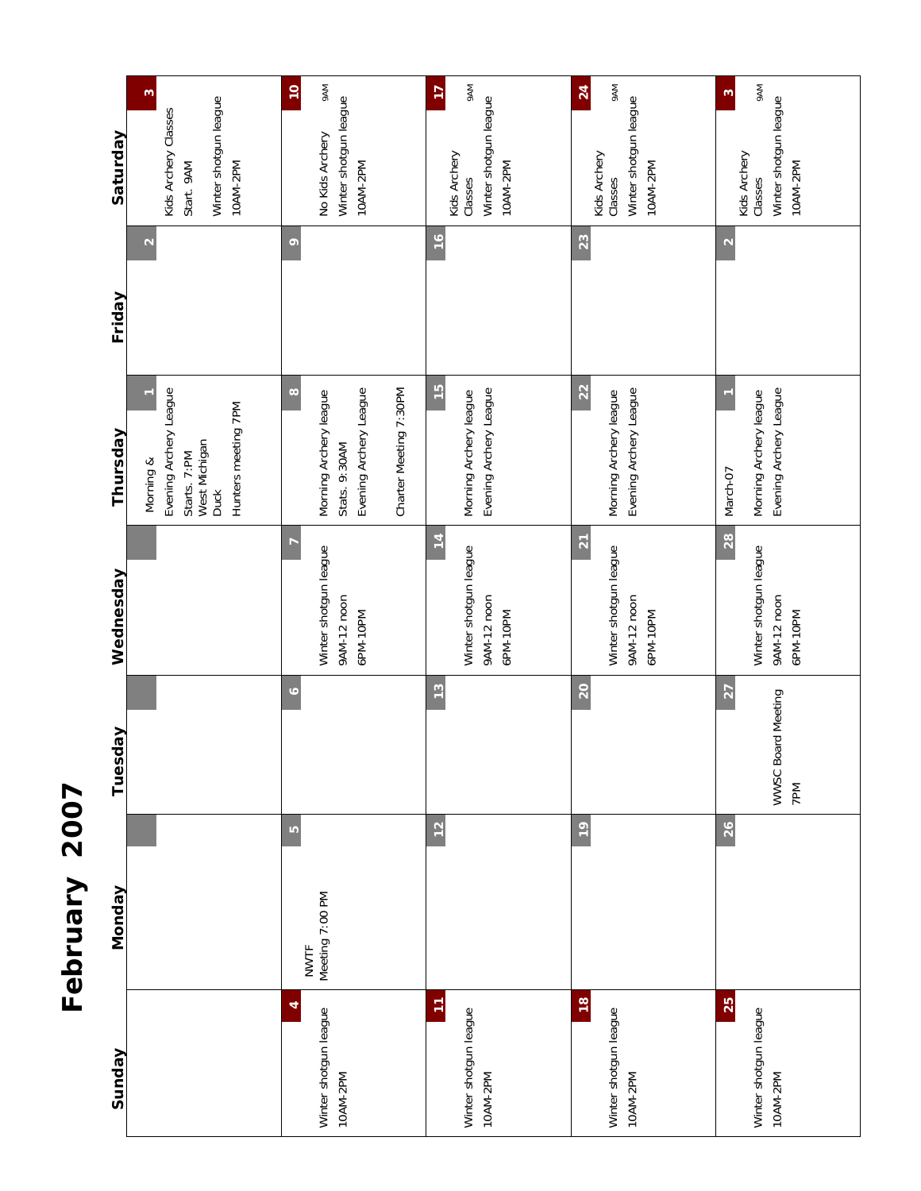# February 2007

| Sunday | Monday | Tuesday | Wednesday | Thursday | Friday | Saturday |
|---|---|---|---|---|---|---|
| | | | | 1 Morning & Evening Archery League Starts. 7:PM West Michigan Duck Hunters meeting 7PM | 2 | 3 Kids Archery Classes Start. 9AM Winter shotgun league 10AM-2PM |
| 4 Winter shotgun league 10AM-2PM | 5 NWTF Meeting 7:00 PM | 6 | 7 Winter shotgun league 9AM-12 noon 6PM-10PM | 8 Morning Archery league Stats. 9:30AM Evening Archery League Charter Meeting 7:30PM | 9 | 10 9AM No Kids Archery Winter shotgun league 10AM-2PM |
| 11 Winter shotgun league 10AM-2PM | 12 | 13 | 14 Winter shotgun league 9AM-12 noon 6PM-10PM | 15 Morning Archery league Evening Archery League | 16 | 17 9AM Kids Archery Classes Winter shotgun league 10AM-2PM |
| 18 Winter shotgun league 10AM-2PM | 19 | 20 | 21 Winter shotgun league 9AM-12 noon 6PM-10PM | 22 Morning Archery league Evening Archery League | 23 | 24 9AM Kids Archery Classes Winter shotgun league 10AM-2PM |
| 25 Winter shotgun league 10AM-2PM | 26 | 27 WWSC Board Meeting 7PM | 28 Winter shotgun league 9AM-12 noon 6PM-10PM | 1 March-07 Morning Archery league Evening Archery League | 2 | 3 9AM Kids Archery Classes Winter shotgun league 10AM-2PM |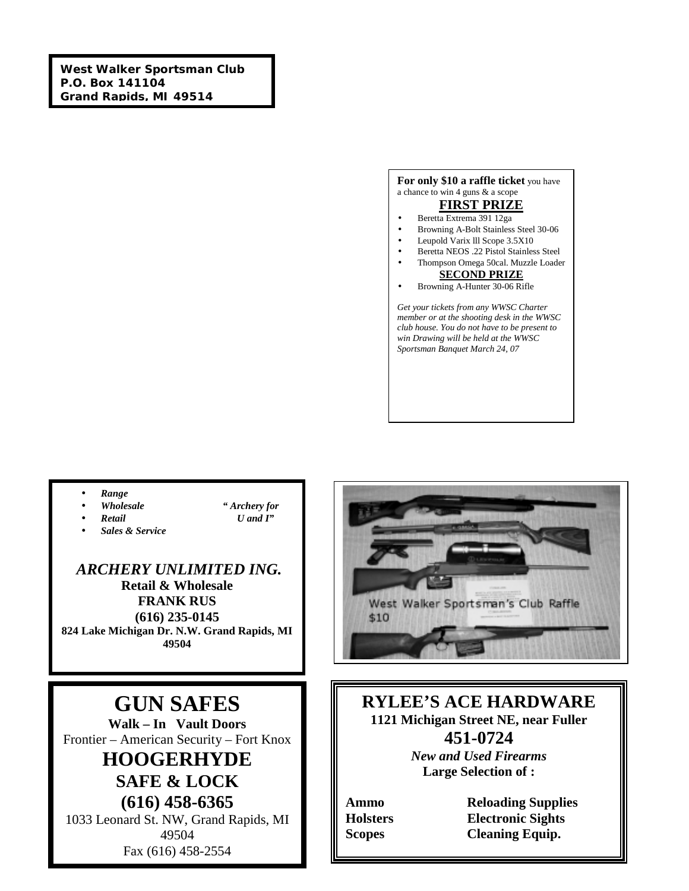**West Walker Sportsman Club**
**P.O. Box 141104**
**Grand Rapids, MI 49514**

**For only $10 a raffle ticket** you have a chance to win 4 guns & a scope

**FIRST PRIZE**

- Beretta Extrema 391 12ga
- Browning A-Bolt Stainless Steel 30-06
- Leupold Varix lll Scope 3.5X10
- Beretta NEOS .22 Pistol Stainless Steel
- Thompson Omega 50cal. Muzzle Loader

**SECOND PRIZE**

- Browning A-Hunter 30-06 Rifle

*Get your tickets from any WWSC Charter member or at the shooting desk in the WWSC club house. You do not have to be present to win Drawing will be held at the WWSC Sportsman Banquet March 24, 07*

- ***Range***
- ***Wholesale***
- ***Retail***
- ***Sales & Service***

***" Archery for U and I"***

***ARCHERY UNLIMITED ING.***
**Retail & Wholesale**
**FRANK RUS**
**(616) 235-0145**
**824 Lake Michigan Dr. N.W. Grand Rapids, MI 49504**

West Walker Sportsman's Club Raffle
$10

# GUN SAFES

**Walk – In Vault Doors**
Frontier – American Security – Fort Knox

## HOOGERHYDE SAFE & LOCK

## (616) 458-6365

1033 Leonard St. NW, Grand Rapids, MI 49504
Fax (616) 458-2554

## RYLEE'S ACE HARDWARE

**1121 Michigan Street NE, near Fuller**

**451-0724**

***New and Used Firearms***
**Large Selection of :**

| | |
|---|---|
| **Ammo** | **Reloading Supplies** |
| **Holsters** | **Electronic Sights** |
| **Scopes** | **Cleaning Equip.** |